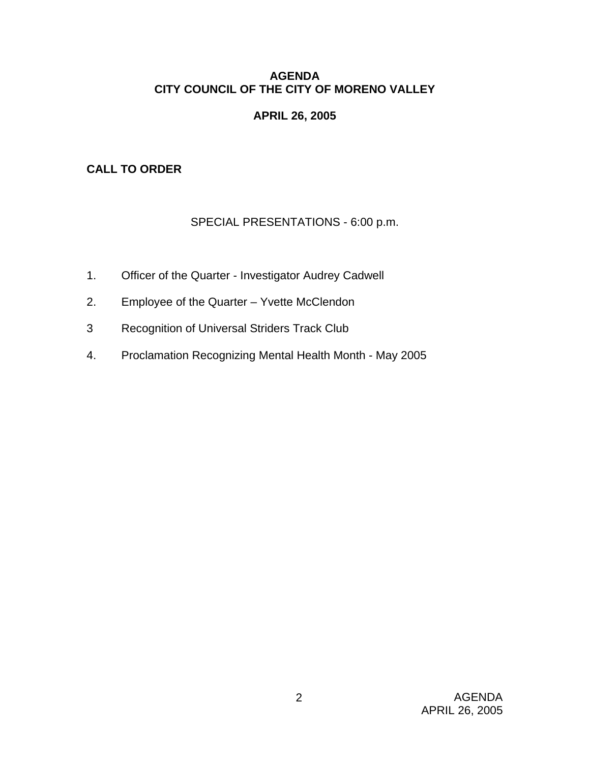# AGENDA
# CITY COUNCIL OF THE CITY OF MORENO VALLEY

## APRIL 26, 2005

**CALL TO ORDER**

SPECIAL PRESENTATIONS - 6:00 p.m.

1. Officer of the Quarter - Investigator Audrey Cadwell

2. Employee of the Quarter – Yvette McClendon

3 Recognition of Universal Striders Track Club

4. Proclamation Recognizing Mental Health Month - May 2005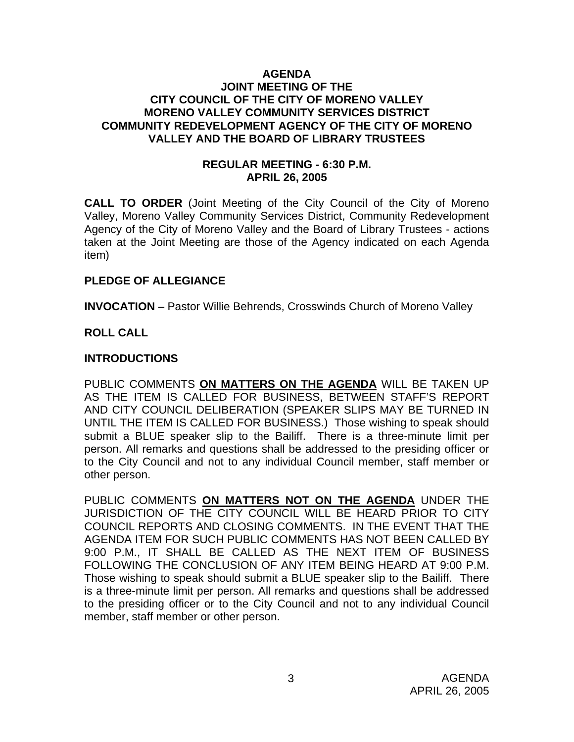# AGENDA
## JOINT MEETING OF THE CITY COUNCIL OF THE CITY OF MORENO VALLEY MORENO VALLEY COMMUNITY SERVICES DISTRICT COMMUNITY REDEVELOPMENT AGENCY OF THE CITY OF MORENO VALLEY AND THE BOARD OF LIBRARY TRUSTEES

### REGULAR MEETING - 6:30 P.M.
### APRIL 26, 2005

**CALL TO ORDER** (Joint Meeting of the City Council of the City of Moreno Valley, Moreno Valley Community Services District, Community Redevelopment Agency of the City of Moreno Valley and the Board of Library Trustees - actions taken at the Joint Meeting are those of the Agency indicated on each Agenda item)

**PLEDGE OF ALLEGIANCE**

**INVOCATION** – Pastor Willie Behrends, Crosswinds Church of Moreno Valley

**ROLL CALL**

**INTRODUCTIONS**

PUBLIC COMMENTS **ON MATTERS ON THE AGENDA** WILL BE TAKEN UP AS THE ITEM IS CALLED FOR BUSINESS, BETWEEN STAFF'S REPORT AND CITY COUNCIL DELIBERATION (SPEAKER SLIPS MAY BE TURNED IN UNTIL THE ITEM IS CALLED FOR BUSINESS.) Those wishing to speak should submit a BLUE speaker slip to the Bailiff. There is a three-minute limit per person. All remarks and questions shall be addressed to the presiding officer or to the City Council and not to any individual Council member, staff member or other person.

PUBLIC COMMENTS **ON MATTERS NOT ON THE AGENDA** UNDER THE JURISDICTION OF THE CITY COUNCIL WILL BE HEARD PRIOR TO CITY COUNCIL REPORTS AND CLOSING COMMENTS. IN THE EVENT THAT THE AGENDA ITEM FOR SUCH PUBLIC COMMENTS HAS NOT BEEN CALLED BY 9:00 P.M., IT SHALL BE CALLED AS THE NEXT ITEM OF BUSINESS FOLLOWING THE CONCLUSION OF ANY ITEM BEING HEARD AT 9:00 P.M. Those wishing to speak should submit a BLUE speaker slip to the Bailiff. There is a three-minute limit per person. All remarks and questions shall be addressed to the presiding officer or to the City Council and not to any individual Council member, staff member or other person.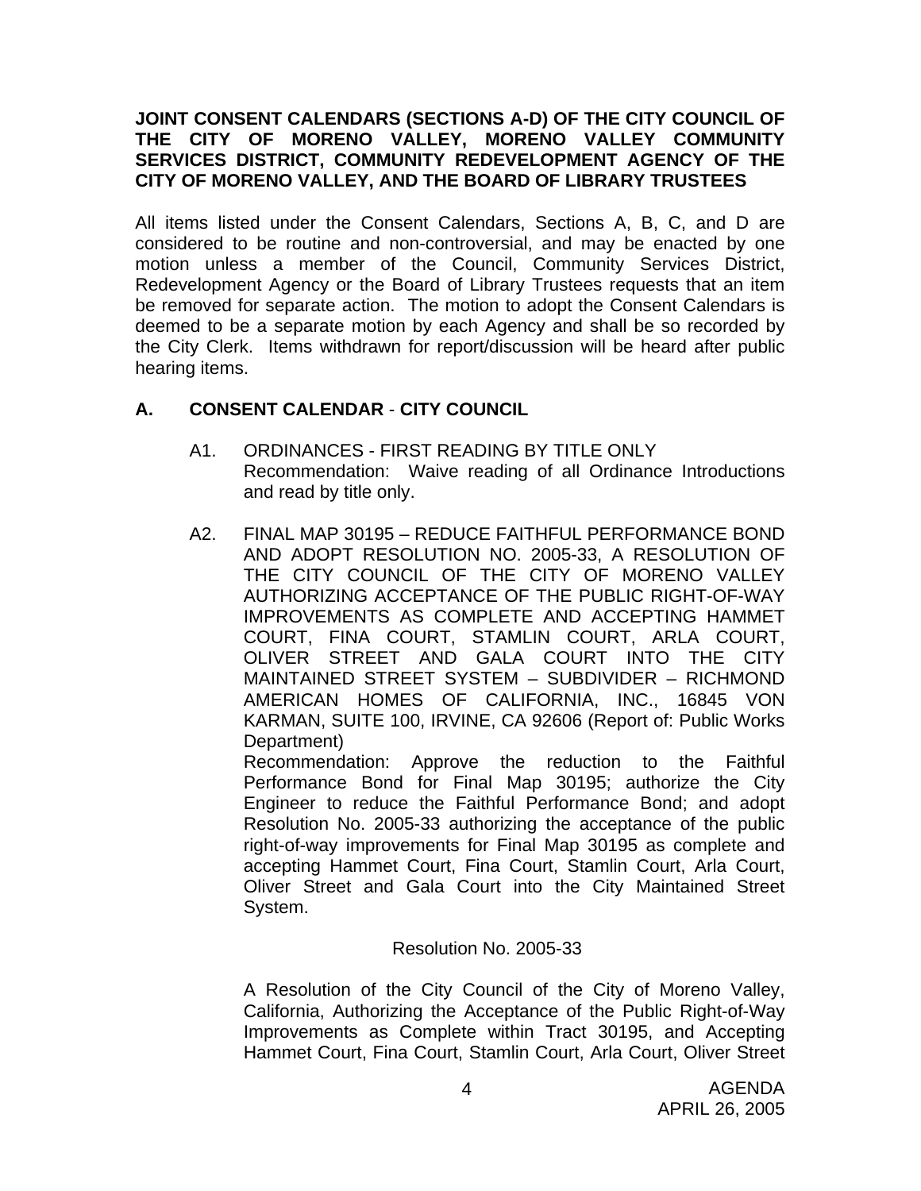**JOINT CONSENT CALENDARS (SECTIONS A-D) OF THE CITY COUNCIL OF THE CITY OF MORENO VALLEY, MORENO VALLEY COMMUNITY SERVICES DISTRICT, COMMUNITY REDEVELOPMENT AGENCY OF THE CITY OF MORENO VALLEY, AND THE BOARD OF LIBRARY TRUSTEES**

All items listed under the Consent Calendars, Sections A, B, C, and D are considered to be routine and non-controversial, and may be enacted by one motion unless a member of the Council, Community Services District, Redevelopment Agency or the Board of Library Trustees requests that an item be removed for separate action. The motion to adopt the Consent Calendars is deemed to be a separate motion by each Agency and shall be so recorded by the City Clerk. Items withdrawn for report/discussion will be heard after public hearing items.

**A. CONSENT CALENDAR - CITY COUNCIL**

A1. ORDINANCES - FIRST READING BY TITLE ONLY
Recommendation: Waive reading of all Ordinance Introductions and read by title only.

A2. FINAL MAP 30195 – REDUCE FAITHFUL PERFORMANCE BOND AND ADOPT RESOLUTION NO. 2005-33, A RESOLUTION OF THE CITY COUNCIL OF THE CITY OF MORENO VALLEY AUTHORIZING ACCEPTANCE OF THE PUBLIC RIGHT-OF-WAY IMPROVEMENTS AS COMPLETE AND ACCEPTING HAMMET COURT, FINA COURT, STAMLIN COURT, ARLA COURT, OLIVER STREET AND GALA COURT INTO THE CITY MAINTAINED STREET SYSTEM – SUBDIVIDER – RICHMOND AMERICAN HOMES OF CALIFORNIA, INC., 16845 VON KARMAN, SUITE 100, IRVINE, CA 92606 (Report of: Public Works Department)
Recommendation: Approve the reduction to the Faithful Performance Bond for Final Map 30195; authorize the City Engineer to reduce the Faithful Performance Bond; and adopt Resolution No. 2005-33 authorizing the acceptance of the public right-of-way improvements for Final Map 30195 as complete and accepting Hammet Court, Fina Court, Stamlin Court, Arla Court, Oliver Street and Gala Court into the City Maintained Street System.

Resolution No. 2005-33

A Resolution of the City Council of the City of Moreno Valley, California, Authorizing the Acceptance of the Public Right-of-Way Improvements as Complete within Tract 30195, and Accepting Hammet Court, Fina Court, Stamlin Court, Arla Court, Oliver Street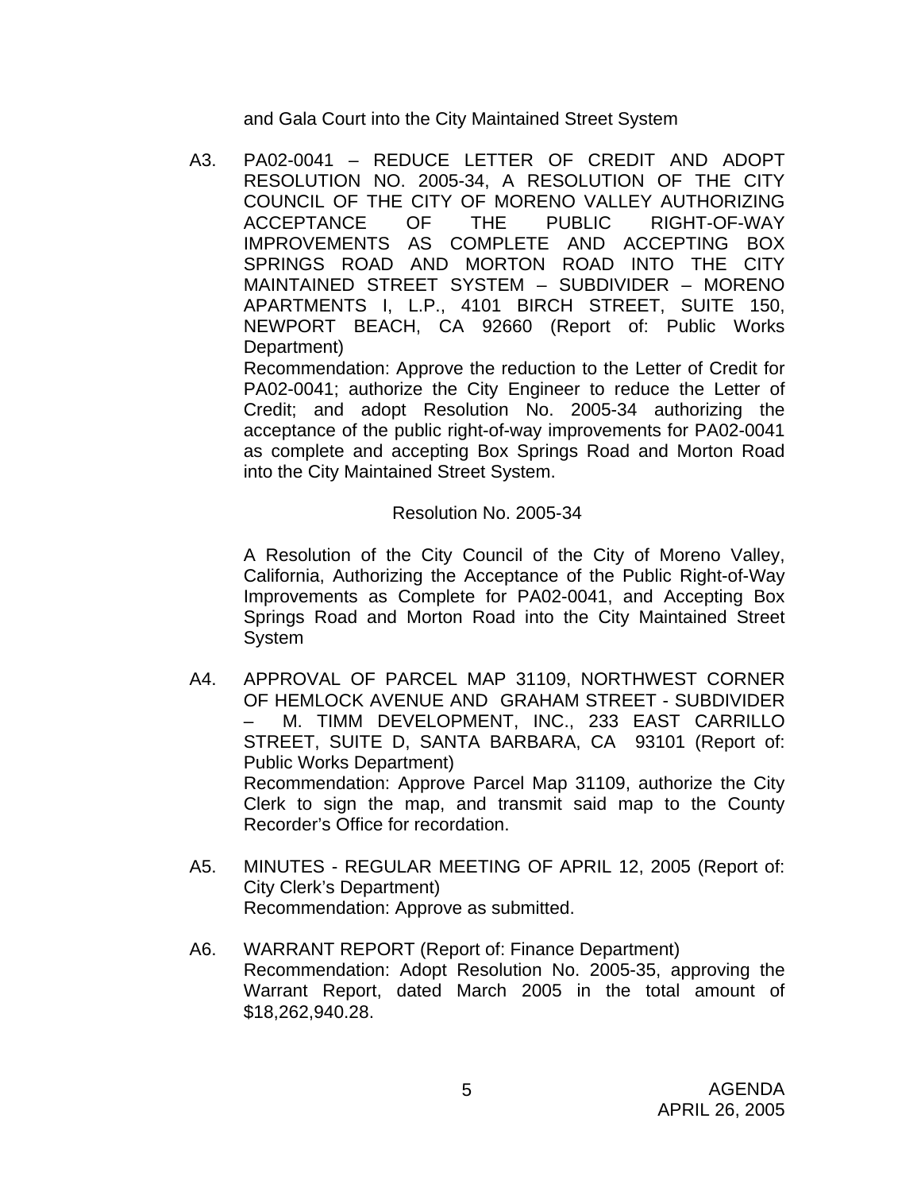and Gala Court into the City Maintained Street System

A3. PA02-0041 – REDUCE LETTER OF CREDIT AND ADOPT RESOLUTION NO. 2005-34, A RESOLUTION OF THE CITY COUNCIL OF THE CITY OF MORENO VALLEY AUTHORIZING ACCEPTANCE OF THE PUBLIC RIGHT-OF-WAY IMPROVEMENTS AS COMPLETE AND ACCEPTING BOX SPRINGS ROAD AND MORTON ROAD INTO THE CITY MAINTAINED STREET SYSTEM – SUBDIVIDER – MORENO APARTMENTS I, L.P., 4101 BIRCH STREET, SUITE 150, NEWPORT BEACH, CA 92660 (Report of: Public Works Department)

Recommendation: Approve the reduction to the Letter of Credit for PA02-0041; authorize the City Engineer to reduce the Letter of Credit; and adopt Resolution No. 2005-34 authorizing the acceptance of the public right-of-way improvements for PA02-0041 as complete and accepting Box Springs Road and Morton Road into the City Maintained Street System.

Resolution No. 2005-34

A Resolution of the City Council of the City of Moreno Valley, California, Authorizing the Acceptance of the Public Right-of-Way Improvements as Complete for PA02-0041, and Accepting Box Springs Road and Morton Road into the City Maintained Street System

A4. APPROVAL OF PARCEL MAP 31109, NORTHWEST CORNER OF HEMLOCK AVENUE AND GRAHAM STREET - SUBDIVIDER – M. TIMM DEVELOPMENT, INC., 233 EAST CARRILLO STREET, SUITE D, SANTA BARBARA, CA 93101 (Report of: Public Works Department)

Recommendation: Approve Parcel Map 31109, authorize the City Clerk to sign the map, and transmit said map to the County Recorder's Office for recordation.

A5. MINUTES - REGULAR MEETING OF APRIL 12, 2005 (Report of: City Clerk's Department)

Recommendation: Approve as submitted.

A6. WARRANT REPORT (Report of: Finance Department)

Recommendation: Adopt Resolution No. 2005-35, approving the Warrant Report, dated March 2005 in the total amount of $18,262,940.28.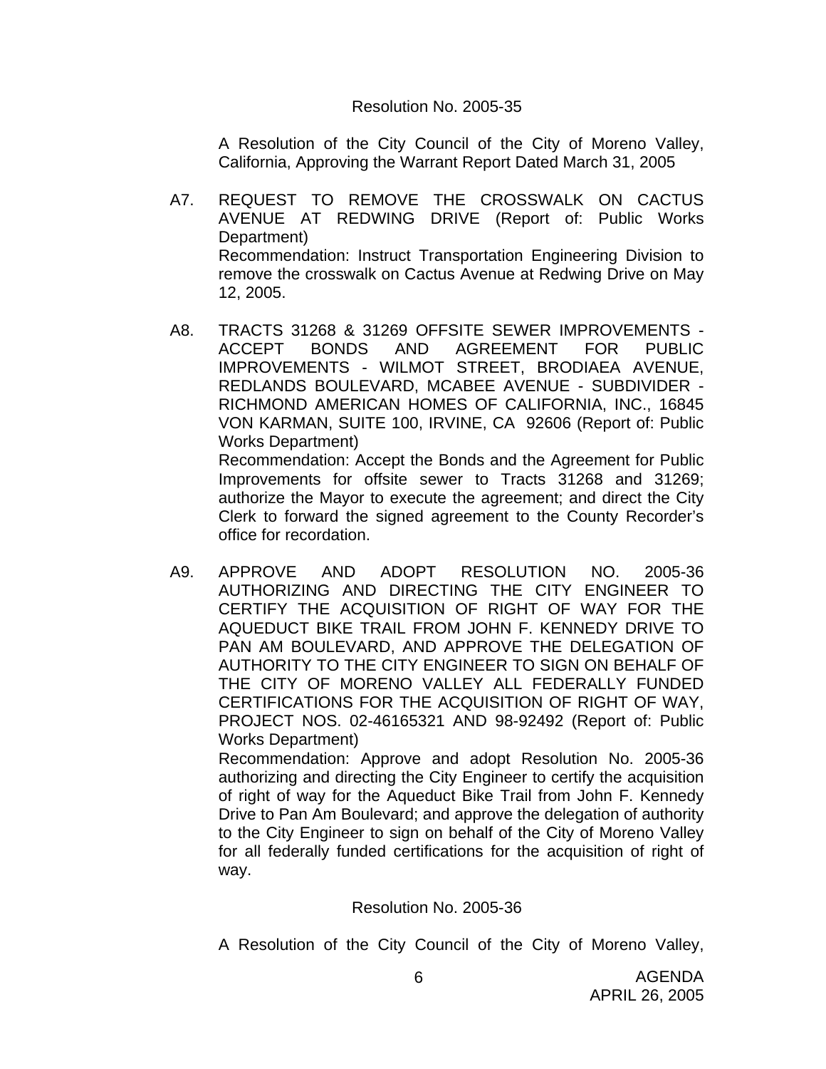Resolution No. 2005-35

A Resolution of the City Council of the City of Moreno Valley, California, Approving the Warrant Report Dated March 31, 2005

A7. REQUEST TO REMOVE THE CROSSWALK ON CACTUS AVENUE AT REDWING DRIVE (Report of: Public Works Department)
Recommendation: Instruct Transportation Engineering Division to remove the crosswalk on Cactus Avenue at Redwing Drive on May 12, 2005.

A8. TRACTS 31268 & 31269 OFFSITE SEWER IMPROVEMENTS - ACCEPT BONDS AND AGREEMENT FOR PUBLIC IMPROVEMENTS - WILMOT STREET, BRODIAEA AVENUE, REDLANDS BOULEVARD, MCABEE AVENUE - SUBDIVIDER - RICHMOND AMERICAN HOMES OF CALIFORNIA, INC., 16845 VON KARMAN, SUITE 100, IRVINE, CA 92606 (Report of: Public Works Department)
Recommendation: Accept the Bonds and the Agreement for Public Improvements for offsite sewer to Tracts 31268 and 31269; authorize the Mayor to execute the agreement; and direct the City Clerk to forward the signed agreement to the County Recorder's office for recordation.

A9. APPROVE AND ADOPT RESOLUTION NO. 2005-36 AUTHORIZING AND DIRECTING THE CITY ENGINEER TO CERTIFY THE ACQUISITION OF RIGHT OF WAY FOR THE AQUEDUCT BIKE TRAIL FROM JOHN F. KENNEDY DRIVE TO PAN AM BOULEVARD, AND APPROVE THE DELEGATION OF AUTHORITY TO THE CITY ENGINEER TO SIGN ON BEHALF OF THE CITY OF MORENO VALLEY ALL FEDERALLY FUNDED CERTIFICATIONS FOR THE ACQUISITION OF RIGHT OF WAY, PROJECT NOS. 02-46165321 AND 98-92492 (Report of: Public Works Department)
Recommendation: Approve and adopt Resolution No. 2005-36 authorizing and directing the City Engineer to certify the acquisition of right of way for the Aqueduct Bike Trail from John F. Kennedy Drive to Pan Am Boulevard; and approve the delegation of authority to the City Engineer to sign on behalf of the City of Moreno Valley for all federally funded certifications for the acquisition of right of way.

Resolution No. 2005-36

A Resolution of the City Council of the City of Moreno Valley,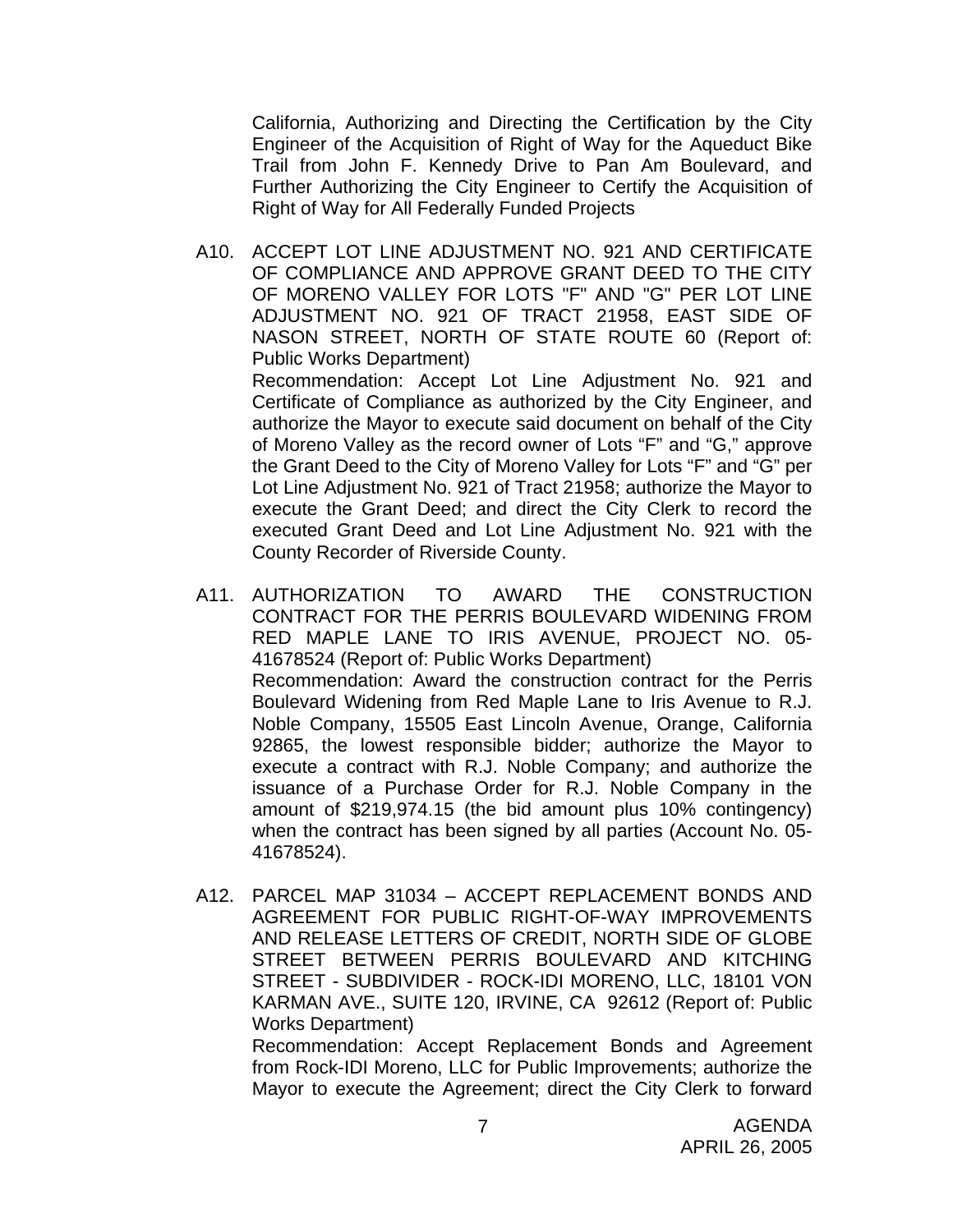California, Authorizing and Directing the Certification by the City Engineer of the Acquisition of Right of Way for the Aqueduct Bike Trail from John F. Kennedy Drive to Pan Am Boulevard, and Further Authorizing the City Engineer to Certify the Acquisition of Right of Way for All Federally Funded Projects

A10. ACCEPT LOT LINE ADJUSTMENT NO. 921 AND CERTIFICATE OF COMPLIANCE AND APPROVE GRANT DEED TO THE CITY OF MORENO VALLEY FOR LOTS "F" AND "G" PER LOT LINE ADJUSTMENT NO. 921 OF TRACT 21958, EAST SIDE OF NASON STREET, NORTH OF STATE ROUTE 60 (Report of: Public Works Department)

Recommendation: Accept Lot Line Adjustment No. 921 and Certificate of Compliance as authorized by the City Engineer, and authorize the Mayor to execute said document on behalf of the City of Moreno Valley as the record owner of Lots "F" and "G," approve the Grant Deed to the City of Moreno Valley for Lots "F" and "G" per Lot Line Adjustment No. 921 of Tract 21958; authorize the Mayor to execute the Grant Deed; and direct the City Clerk to record the executed Grant Deed and Lot Line Adjustment No. 921 with the County Recorder of Riverside County.

A11. AUTHORIZATION TO AWARD THE CONSTRUCTION CONTRACT FOR THE PERRIS BOULEVARD WIDENING FROM RED MAPLE LANE TO IRIS AVENUE, PROJECT NO. 05-41678524 (Report of: Public Works Department)

Recommendation: Award the construction contract for the Perris Boulevard Widening from Red Maple Lane to Iris Avenue to R.J. Noble Company, 15505 East Lincoln Avenue, Orange, California 92865, the lowest responsible bidder; authorize the Mayor to execute a contract with R.J. Noble Company; and authorize the issuance of a Purchase Order for R.J. Noble Company in the amount of $219,974.15 (the bid amount plus 10% contingency) when the contract has been signed by all parties (Account No. 05-41678524).

A12. PARCEL MAP 31034 – ACCEPT REPLACEMENT BONDS AND AGREEMENT FOR PUBLIC RIGHT-OF-WAY IMPROVEMENTS AND RELEASE LETTERS OF CREDIT, NORTH SIDE OF GLOBE STREET BETWEEN PERRIS BOULEVARD AND KITCHING STREET - SUBDIVIDER - ROCK-IDI MORENO, LLC, 18101 VON KARMAN AVE., SUITE 120, IRVINE, CA 92612 (Report of: Public Works Department)

Recommendation: Accept Replacement Bonds and Agreement from Rock-IDI Moreno, LLC for Public Improvements; authorize the Mayor to execute the Agreement; direct the City Clerk to forward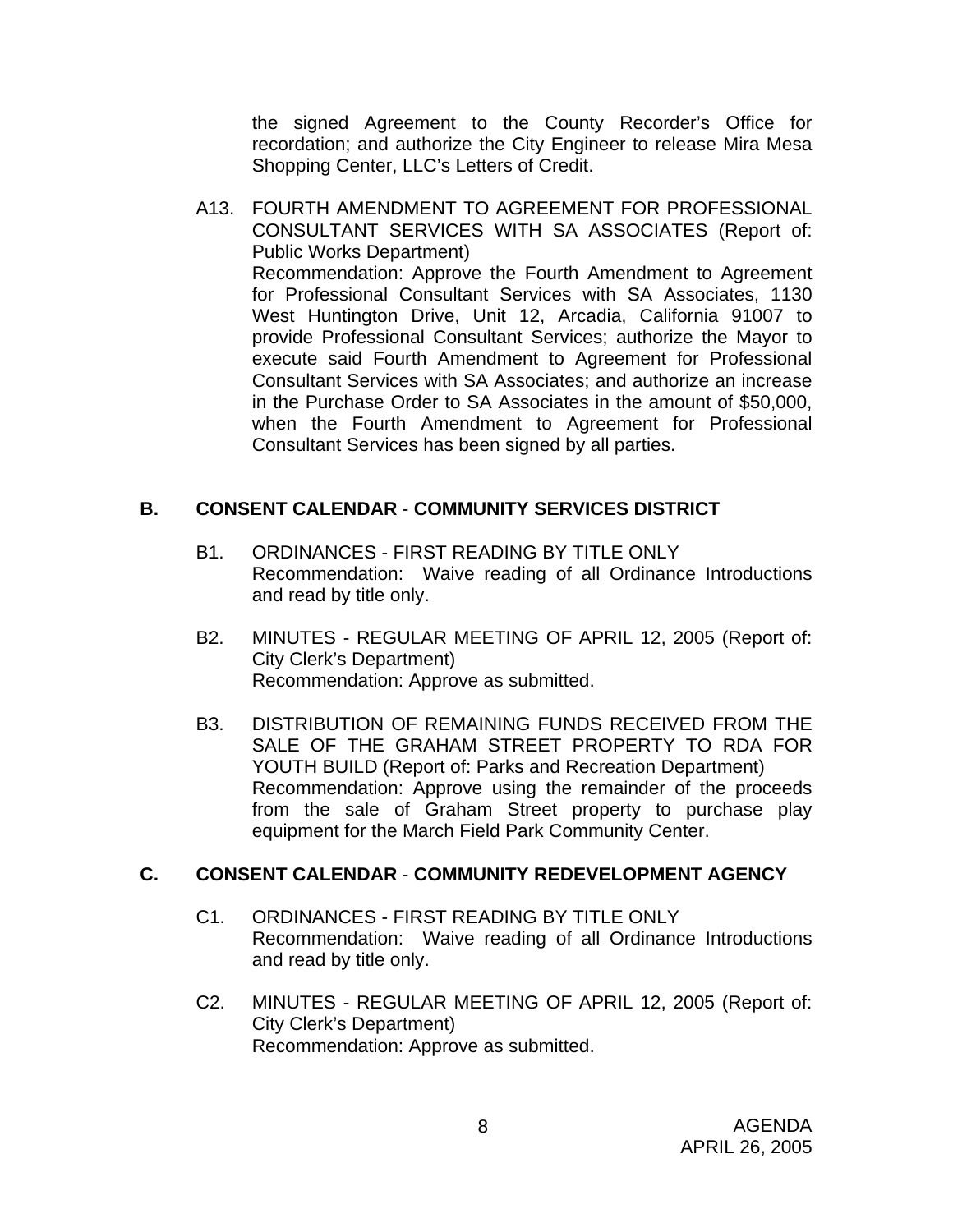the signed Agreement to the County Recorder's Office for recordation; and authorize the City Engineer to release Mira Mesa Shopping Center, LLC's Letters of Credit.

A13. FOURTH AMENDMENT TO AGREEMENT FOR PROFESSIONAL CONSULTANT SERVICES WITH SA ASSOCIATES (Report of: Public Works Department)
Recommendation: Approve the Fourth Amendment to Agreement for Professional Consultant Services with SA Associates, 1130 West Huntington Drive, Unit 12, Arcadia, California 91007 to provide Professional Consultant Services; authorize the Mayor to execute said Fourth Amendment to Agreement for Professional Consultant Services with SA Associates; and authorize an increase in the Purchase Order to SA Associates in the amount of $50,000, when the Fourth Amendment to Agreement for Professional Consultant Services has been signed by all parties.

## B. CONSENT CALENDAR - COMMUNITY SERVICES DISTRICT

B1. ORDINANCES - FIRST READING BY TITLE ONLY
Recommendation: Waive reading of all Ordinance Introductions and read by title only.

B2. MINUTES - REGULAR MEETING OF APRIL 12, 2005 (Report of: City Clerk's Department)
Recommendation: Approve as submitted.

B3. DISTRIBUTION OF REMAINING FUNDS RECEIVED FROM THE SALE OF THE GRAHAM STREET PROPERTY TO RDA FOR YOUTH BUILD (Report of: Parks and Recreation Department)
Recommendation: Approve using the remainder of the proceeds from the sale of Graham Street property to purchase play equipment for the March Field Park Community Center.

## C. CONSENT CALENDAR - COMMUNITY REDEVELOPMENT AGENCY

C1. ORDINANCES - FIRST READING BY TITLE ONLY
Recommendation: Waive reading of all Ordinance Introductions and read by title only.

C2. MINUTES - REGULAR MEETING OF APRIL 12, 2005 (Report of: City Clerk's Department)
Recommendation: Approve as submitted.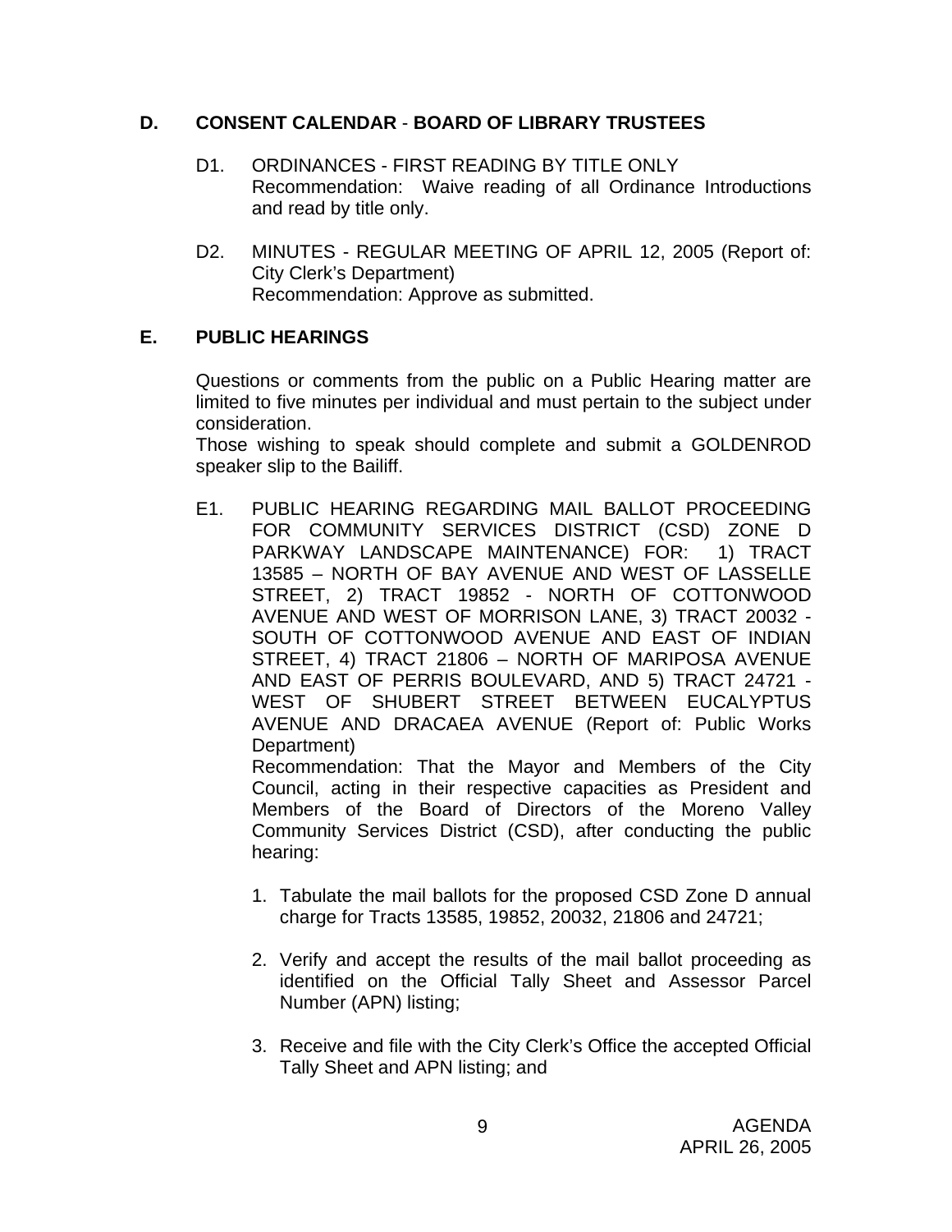## D. CONSENT CALENDAR - BOARD OF LIBRARY TRUSTEES

D1. ORDINANCES - FIRST READING BY TITLE ONLY
Recommendation: Waive reading of all Ordinance Introductions and read by title only.

D2. MINUTES - REGULAR MEETING OF APRIL 12, 2005 (Report of: City Clerk's Department)
Recommendation: Approve as submitted.

## E. PUBLIC HEARINGS

Questions or comments from the public on a Public Hearing matter are limited to five minutes per individual and must pertain to the subject under consideration.
Those wishing to speak should complete and submit a GOLDENROD speaker slip to the Bailiff.

E1. PUBLIC HEARING REGARDING MAIL BALLOT PROCEEDING FOR COMMUNITY SERVICES DISTRICT (CSD) ZONE D PARKWAY LANDSCAPE MAINTENANCE) FOR: 1) TRACT 13585 – NORTH OF BAY AVENUE AND WEST OF LASSELLE STREET, 2) TRACT 19852 - NORTH OF COTTONWOOD AVENUE AND WEST OF MORRISON LANE, 3) TRACT 20032 - SOUTH OF COTTONWOOD AVENUE AND EAST OF INDIAN STREET, 4) TRACT 21806 – NORTH OF MARIPOSA AVENUE AND EAST OF PERRIS BOULEVARD, AND 5) TRACT 24721 - WEST OF SHUBERT STREET BETWEEN EUCALYPTUS AVENUE AND DRACAEA AVENUE (Report of: Public Works Department)
Recommendation: That the Mayor and Members of the City Council, acting in their respective capacities as President and Members of the Board of Directors of the Moreno Valley Community Services District (CSD), after conducting the public hearing:

1. Tabulate the mail ballots for the proposed CSD Zone D annual charge for Tracts 13585, 19852, 20032, 21806 and 24721;

2. Verify and accept the results of the mail ballot proceeding as identified on the Official Tally Sheet and Assessor Parcel Number (APN) listing;

3. Receive and file with the City Clerk's Office the accepted Official Tally Sheet and APN listing; and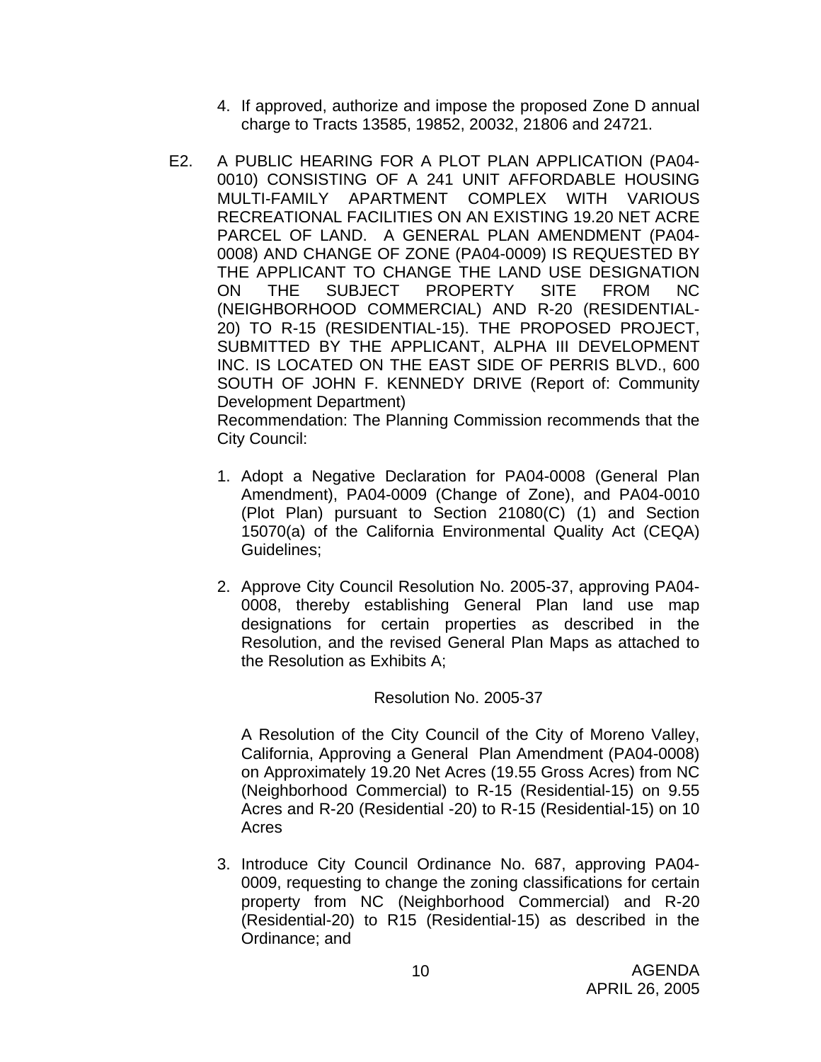4. If approved, authorize and impose the proposed Zone D annual charge to Tracts 13585, 19852, 20032, 21806 and 24721.

E2. A PUBLIC HEARING FOR A PLOT PLAN APPLICATION (PA04-0010) CONSISTING OF A 241 UNIT AFFORDABLE HOUSING MULTI-FAMILY APARTMENT COMPLEX WITH VARIOUS RECREATIONAL FACILITIES ON AN EXISTING 19.20 NET ACRE PARCEL OF LAND. A GENERAL PLAN AMENDMENT (PA04-0008) AND CHANGE OF ZONE (PA04-0009) IS REQUESTED BY THE APPLICANT TO CHANGE THE LAND USE DESIGNATION ON THE SUBJECT PROPERTY SITE FROM NC (NEIGHBORHOOD COMMERCIAL) AND R-20 (RESIDENTIAL-20) TO R-15 (RESIDENTIAL-15). THE PROPOSED PROJECT, SUBMITTED BY THE APPLICANT, ALPHA III DEVELOPMENT INC. IS LOCATED ON THE EAST SIDE OF PERRIS BLVD., 600 SOUTH OF JOHN F. KENNEDY DRIVE (Report of: Community Development Department)

Recommendation: The Planning Commission recommends that the City Council:

1. Adopt a Negative Declaration for PA04-0008 (General Plan Amendment), PA04-0009 (Change of Zone), and PA04-0010 (Plot Plan) pursuant to Section 21080(C) (1) and Section 15070(a) of the California Environmental Quality Act (CEQA) Guidelines;

2. Approve City Council Resolution No. 2005-37, approving PA04-0008, thereby establishing General Plan land use map designations for certain properties as described in the Resolution, and the revised General Plan Maps as attached to the Resolution as Exhibits A;

   Resolution No. 2005-37

   A Resolution of the City Council of the City of Moreno Valley, California, Approving a General Plan Amendment (PA04-0008) on Approximately 19.20 Net Acres (19.55 Gross Acres) from NC (Neighborhood Commercial) to R-15 (Residential-15) on 9.55 Acres and R-20 (Residential -20) to R-15 (Residential-15) on 10 Acres

3. Introduce City Council Ordinance No. 687, approving PA04-0009, requesting to change the zoning classifications for certain property from NC (Neighborhood Commercial) and R-20 (Residential-20) to R15 (Residential-15) as described in the Ordinance; and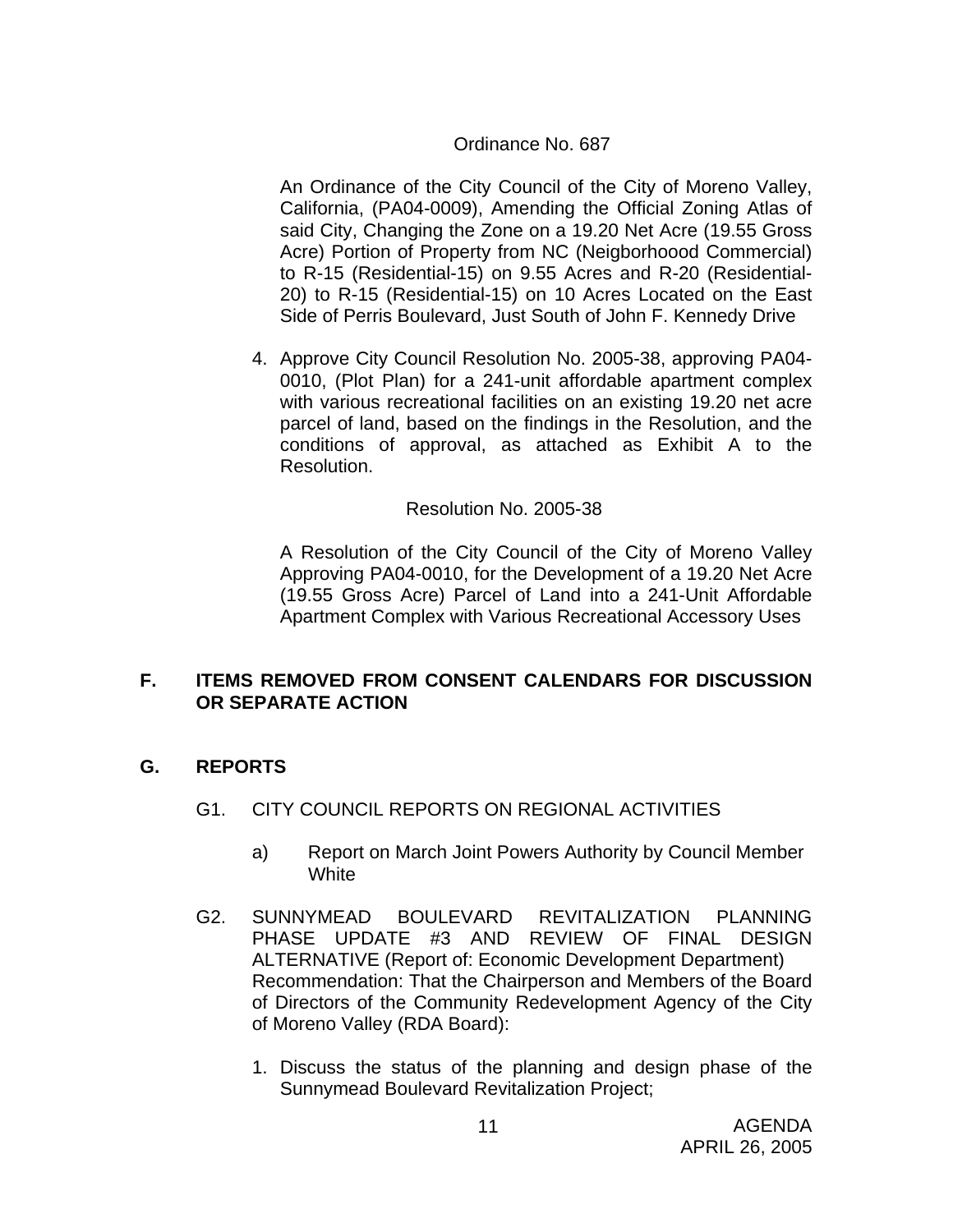Ordinance No. 687

An Ordinance of the City Council of the City of Moreno Valley, California, (PA04-0009), Amending the Official Zoning Atlas of said City, Changing the Zone on a 19.20 Net Acre (19.55 Gross Acre) Portion of Property from NC (Neigborhoood Commercial) to R-15 (Residential-15) on 9.55 Acres and R-20 (Residential-20) to R-15 (Residential-15) on 10 Acres Located on the East Side of Perris Boulevard, Just South of John F. Kennedy Drive

4. Approve City Council Resolution No. 2005-38, approving PA04-0010, (Plot Plan) for a 241-unit affordable apartment complex with various recreational facilities on an existing 19.20 net acre parcel of land, based on the findings in the Resolution, and the conditions of approval, as attached as Exhibit A to the Resolution.

Resolution No. 2005-38

A Resolution of the City Council of the City of Moreno Valley Approving PA04-0010, for the Development of a 19.20 Net Acre (19.55 Gross Acre) Parcel of Land into a 241-Unit Affordable Apartment Complex with Various Recreational Accessory Uses

## F. ITEMS REMOVED FROM CONSENT CALENDARS FOR DISCUSSION OR SEPARATE ACTION

## G. REPORTS

G1. CITY COUNCIL REPORTS ON REGIONAL ACTIVITIES

a) Report on March Joint Powers Authority by Council Member White

G2. SUNNYMEAD BOULEVARD REVITALIZATION PLANNING PHASE UPDATE #3 AND REVIEW OF FINAL DESIGN ALTERNATIVE (Report of: Economic Development Department)
Recommendation: That the Chairperson and Members of the Board of Directors of the Community Redevelopment Agency of the City of Moreno Valley (RDA Board):

1. Discuss the status of the planning and design phase of the Sunnymead Boulevard Revitalization Project;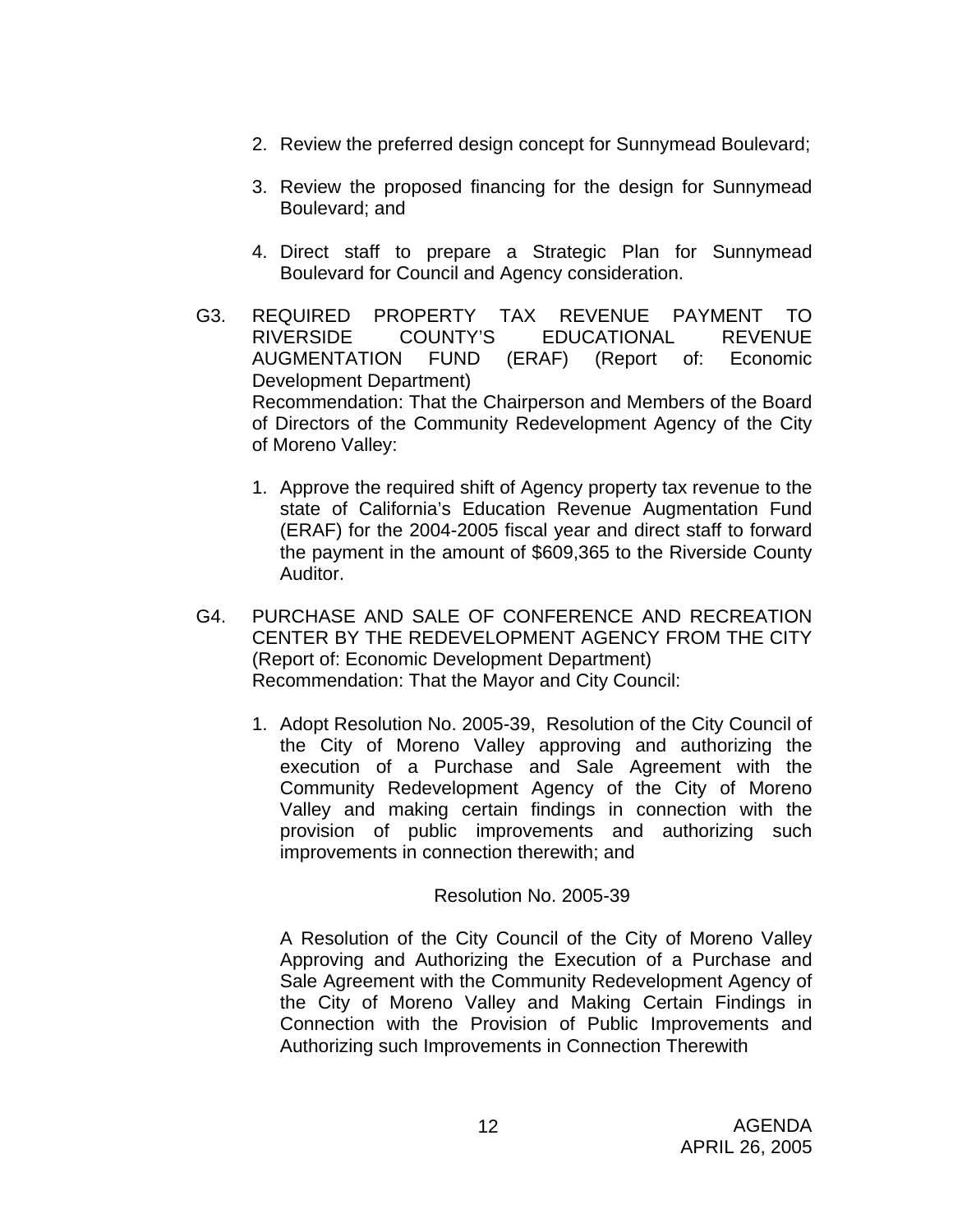2. Review the preferred design concept for Sunnymead Boulevard;

3. Review the proposed financing for the design for Sunnymead Boulevard; and

4. Direct staff to prepare a Strategic Plan for Sunnymead Boulevard for Council and Agency consideration.

G3. REQUIRED PROPERTY TAX REVENUE PAYMENT TO RIVERSIDE COUNTY'S EDUCATIONAL REVENUE AUGMENTATION FUND (ERAF) (Report of: Economic Development Department)
Recommendation: That the Chairperson and Members of the Board of Directors of the Community Redevelopment Agency of the City of Moreno Valley:

1. Approve the required shift of Agency property tax revenue to the state of California's Education Revenue Augmentation Fund (ERAF) for the 2004-2005 fiscal year and direct staff to forward the payment in the amount of $609,365 to the Riverside County Auditor.

G4. PURCHASE AND SALE OF CONFERENCE AND RECREATION CENTER BY THE REDEVELOPMENT AGENCY FROM THE CITY (Report of: Economic Development Department)
Recommendation: That the Mayor and City Council:

1. Adopt Resolution No. 2005-39, Resolution of the City Council of the City of Moreno Valley approving and authorizing the execution of a Purchase and Sale Agreement with the Community Redevelopment Agency of the City of Moreno Valley and making certain findings in connection with the provision of public improvements and authorizing such improvements in connection therewith; and

Resolution No. 2005-39

A Resolution of the City Council of the City of Moreno Valley Approving and Authorizing the Execution of a Purchase and Sale Agreement with the Community Redevelopment Agency of the City of Moreno Valley and Making Certain Findings in Connection with the Provision of Public Improvements and Authorizing such Improvements in Connection Therewith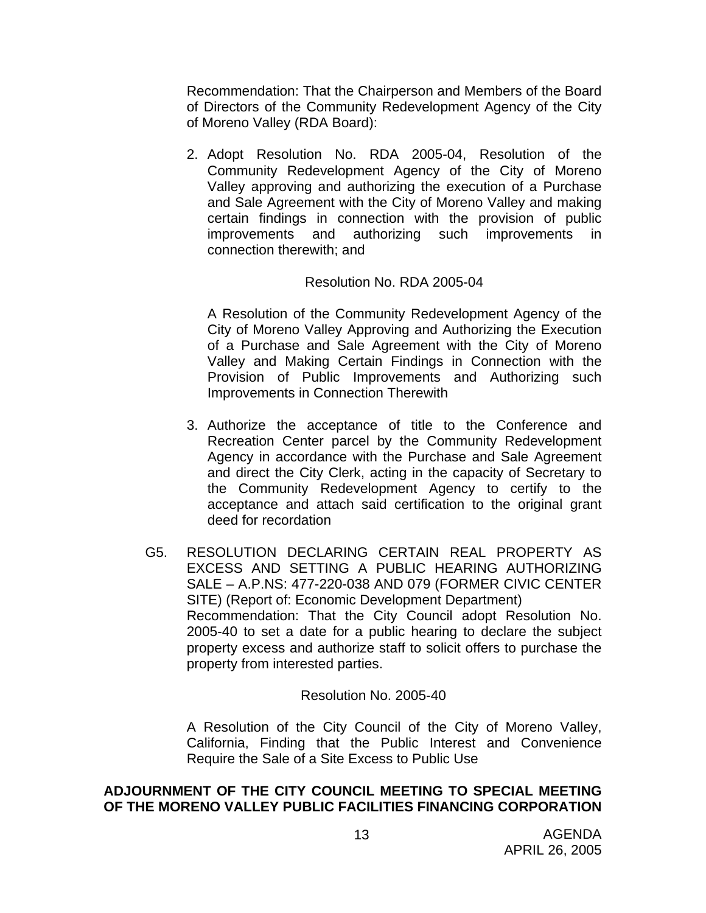Recommendation: That the Chairperson and Members of the Board of Directors of the Community Redevelopment Agency of the City of Moreno Valley (RDA Board):

2. Adopt Resolution No. RDA 2005-04, Resolution of the Community Redevelopment Agency of the City of Moreno Valley approving and authorizing the execution of a Purchase and Sale Agreement with the City of Moreno Valley and making certain findings in connection with the provision of public improvements and authorizing such improvements in connection therewith; and

   Resolution No. RDA 2005-04

   A Resolution of the Community Redevelopment Agency of the City of Moreno Valley Approving and Authorizing the Execution of a Purchase and Sale Agreement with the City of Moreno Valley and Making Certain Findings in Connection with the Provision of Public Improvements and Authorizing such Improvements in Connection Therewith

3. Authorize the acceptance of title to the Conference and Recreation Center parcel by the Community Redevelopment Agency in accordance with the Purchase and Sale Agreement and direct the City Clerk, acting in the capacity of Secretary to the Community Redevelopment Agency to certify to the acceptance and attach said certification to the original grant deed for recordation

G5. RESOLUTION DECLARING CERTAIN REAL PROPERTY AS EXCESS AND SETTING A PUBLIC HEARING AUTHORIZING SALE – A.P.NS: 477-220-038 AND 079 (FORMER CIVIC CENTER SITE) (Report of: Economic Development Department)
Recommendation: That the City Council adopt Resolution No. 2005-40 to set a date for a public hearing to declare the subject property excess and authorize staff to solicit offers to purchase the property from interested parties.

Resolution No. 2005-40

A Resolution of the City Council of the City of Moreno Valley, California, Finding that the Public Interest and Convenience Require the Sale of a Site Excess to Public Use

**ADJOURNMENT OF THE CITY COUNCIL MEETING TO SPECIAL MEETING OF THE MORENO VALLEY PUBLIC FACILITIES FINANCING CORPORATION**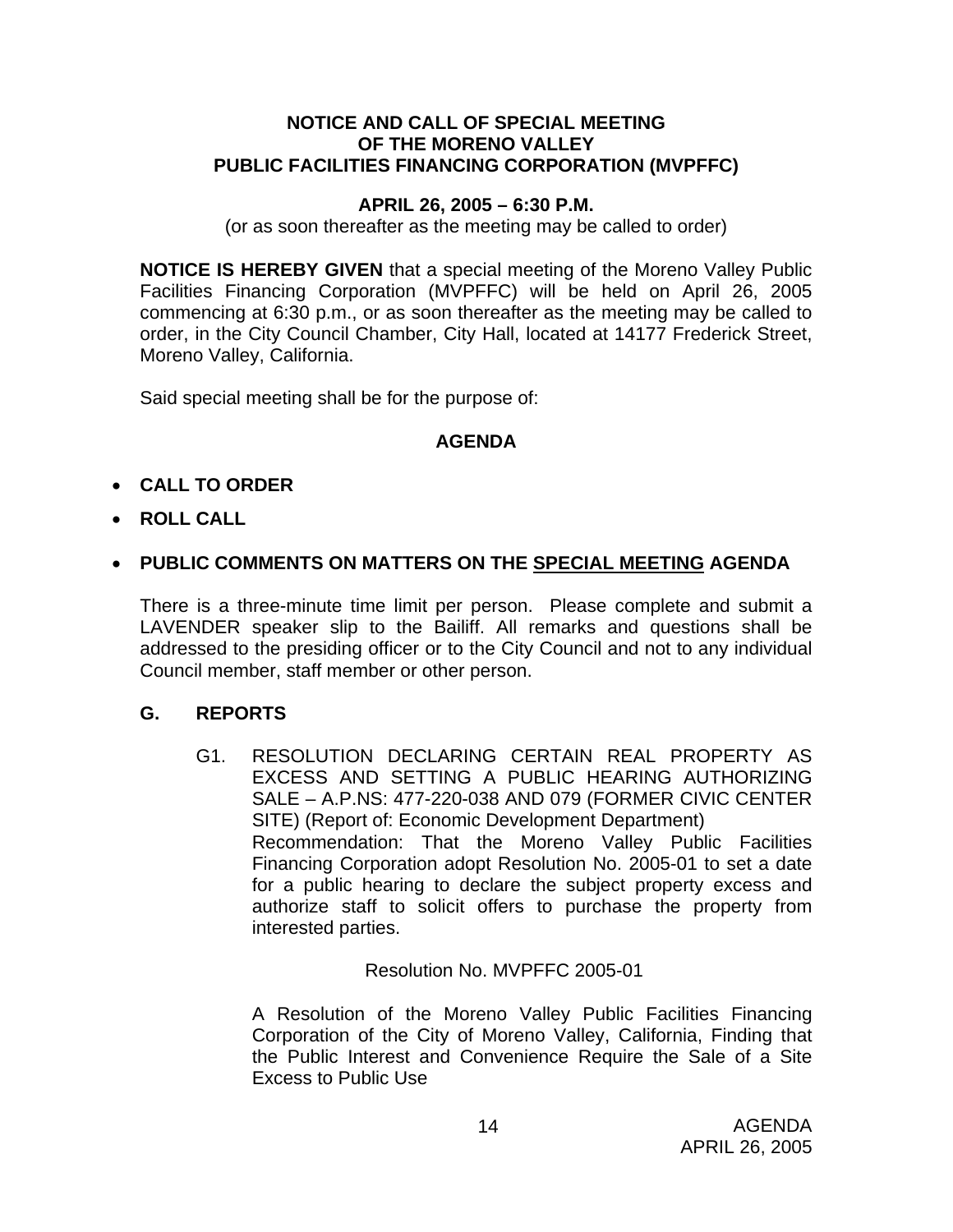**NOTICE AND CALL OF SPECIAL MEETING**
**OF THE MORENO VALLEY**
**PUBLIC FACILITIES FINANCING CORPORATION (MVPFFC)**

**APRIL 26, 2005 – 6:30 P.M.**

(or as soon thereafter as the meeting may be called to order)

**NOTICE IS HEREBY GIVEN** that a special meeting of the Moreno Valley Public Facilities Financing Corporation (MVPFFC) will be held on April 26, 2005 commencing at 6:30 p.m., or as soon thereafter as the meeting may be called to order, in the City Council Chamber, City Hall, located at 14177 Frederick Street, Moreno Valley, California.

Said special meeting shall be for the purpose of:

**AGENDA**

- **CALL TO ORDER**
- **ROLL CALL**
- **PUBLIC COMMENTS ON MATTERS ON THE SPECIAL MEETING AGENDA**

There is a three-minute time limit per person. Please complete and submit a LAVENDER speaker slip to the Bailiff. All remarks and questions shall be addressed to the presiding officer or to the City Council and not to any individual Council member, staff member or other person.

## G. REPORTS

G1. RESOLUTION DECLARING CERTAIN REAL PROPERTY AS EXCESS AND SETTING A PUBLIC HEARING AUTHORIZING SALE – A.P.NS: 477-220-038 AND 079 (FORMER CIVIC CENTER SITE) (Report of: Economic Development Department)
Recommendation: That the Moreno Valley Public Facilities Financing Corporation adopt Resolution No. 2005-01 to set a date for a public hearing to declare the subject property excess and authorize staff to solicit offers to purchase the property from interested parties.

Resolution No. MVPFFC 2005-01

A Resolution of the Moreno Valley Public Facilities Financing Corporation of the City of Moreno Valley, California, Finding that the Public Interest and Convenience Require the Sale of a Site Excess to Public Use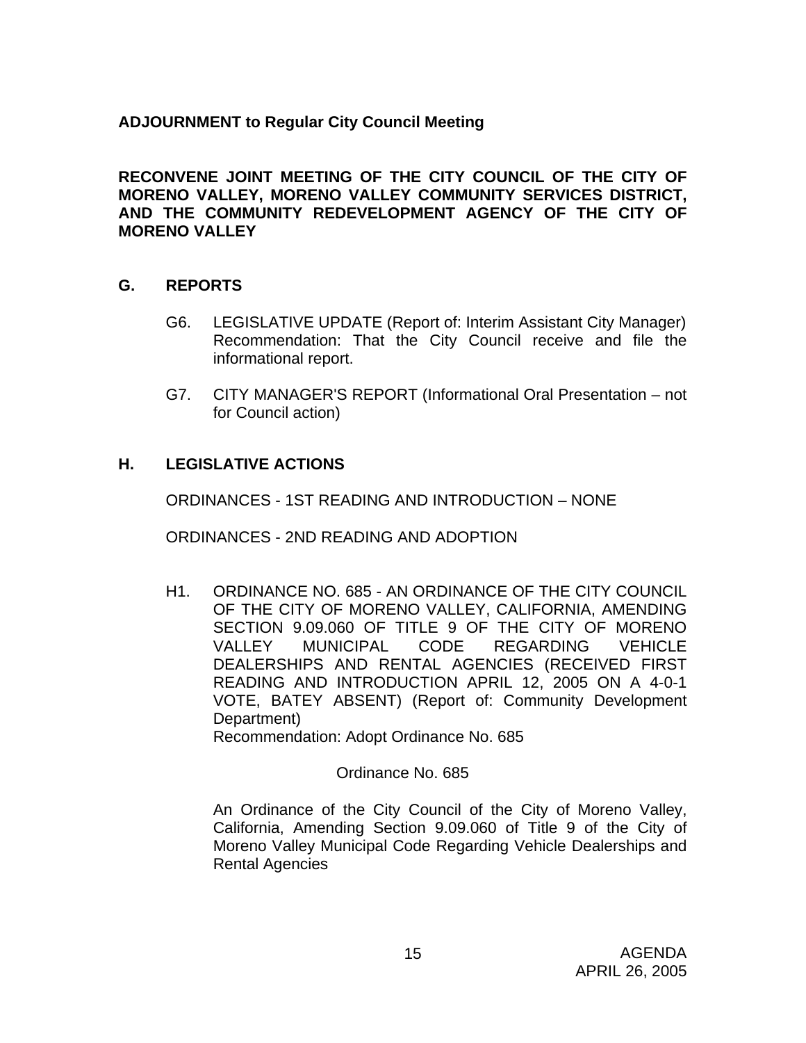**ADJOURNMENT to Regular City Council Meeting**

**RECONVENE JOINT MEETING OF THE CITY COUNCIL OF THE CITY OF MORENO VALLEY, MORENO VALLEY COMMUNITY SERVICES DISTRICT, AND THE COMMUNITY REDEVELOPMENT AGENCY OF THE CITY OF MORENO VALLEY**

## G. REPORTS

G6. LEGISLATIVE UPDATE (Report of: Interim Assistant City Manager)
Recommendation: That the City Council receive and file the informational report.

G7. CITY MANAGER'S REPORT (Informational Oral Presentation – not for Council action)

## H. LEGISLATIVE ACTIONS

ORDINANCES - 1ST READING AND INTRODUCTION – NONE

ORDINANCES - 2ND READING AND ADOPTION

H1. ORDINANCE NO. 685 - AN ORDINANCE OF THE CITY COUNCIL OF THE CITY OF MORENO VALLEY, CALIFORNIA, AMENDING SECTION 9.09.060 OF TITLE 9 OF THE CITY OF MORENO VALLEY MUNICIPAL CODE REGARDING VEHICLE DEALERSHIPS AND RENTAL AGENCIES (RECEIVED FIRST READING AND INTRODUCTION APRIL 12, 2005 ON A 4-0-1 VOTE, BATEY ABSENT) (Report of: Community Development Department)
Recommendation: Adopt Ordinance No. 685

Ordinance No. 685

An Ordinance of the City Council of the City of Moreno Valley, California, Amending Section 9.09.060 of Title 9 of the City of Moreno Valley Municipal Code Regarding Vehicle Dealerships and Rental Agencies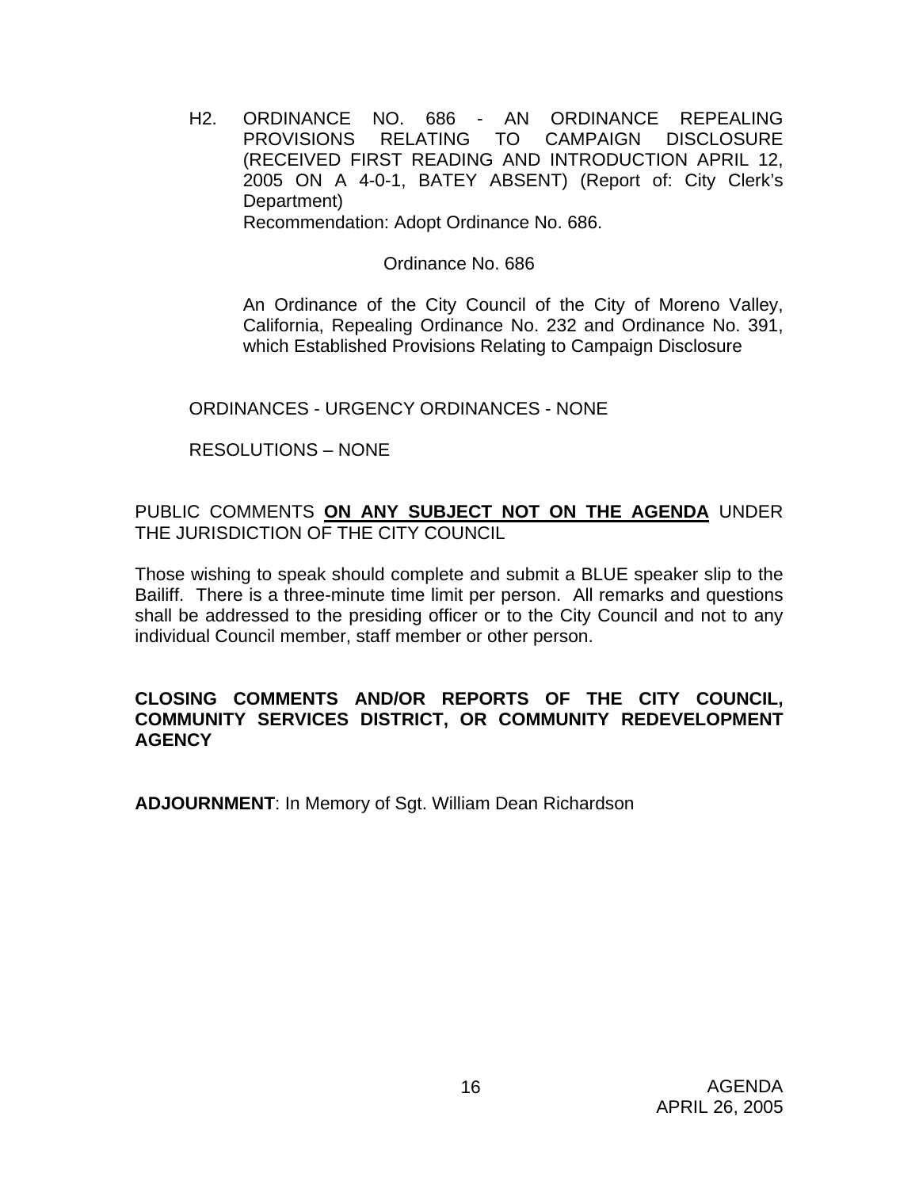H2. ORDINANCE NO. 686 - AN ORDINANCE REPEALING PROVISIONS RELATING TO CAMPAIGN DISCLOSURE (RECEIVED FIRST READING AND INTRODUCTION APRIL 12, 2005 ON A 4-0-1, BATEY ABSENT) (Report of: City Clerk's Department)

Recommendation: Adopt Ordinance No. 686.

Ordinance No. 686

An Ordinance of the City Council of the City of Moreno Valley, California, Repealing Ordinance No. 232 and Ordinance No. 391, which Established Provisions Relating to Campaign Disclosure

ORDINANCES - URGENCY ORDINANCES - NONE

RESOLUTIONS – NONE

PUBLIC COMMENTS **ON ANY SUBJECT NOT ON THE AGENDA** UNDER THE JURISDICTION OF THE CITY COUNCIL

Those wishing to speak should complete and submit a BLUE speaker slip to the Bailiff. There is a three-minute time limit per person. All remarks and questions shall be addressed to the presiding officer or to the City Council and not to any individual Council member, staff member or other person.

**CLOSING COMMENTS AND/OR REPORTS OF THE CITY COUNCIL, COMMUNITY SERVICES DISTRICT, OR COMMUNITY REDEVELOPMENT AGENCY**

**ADJOURNMENT**: In Memory of Sgt. William Dean Richardson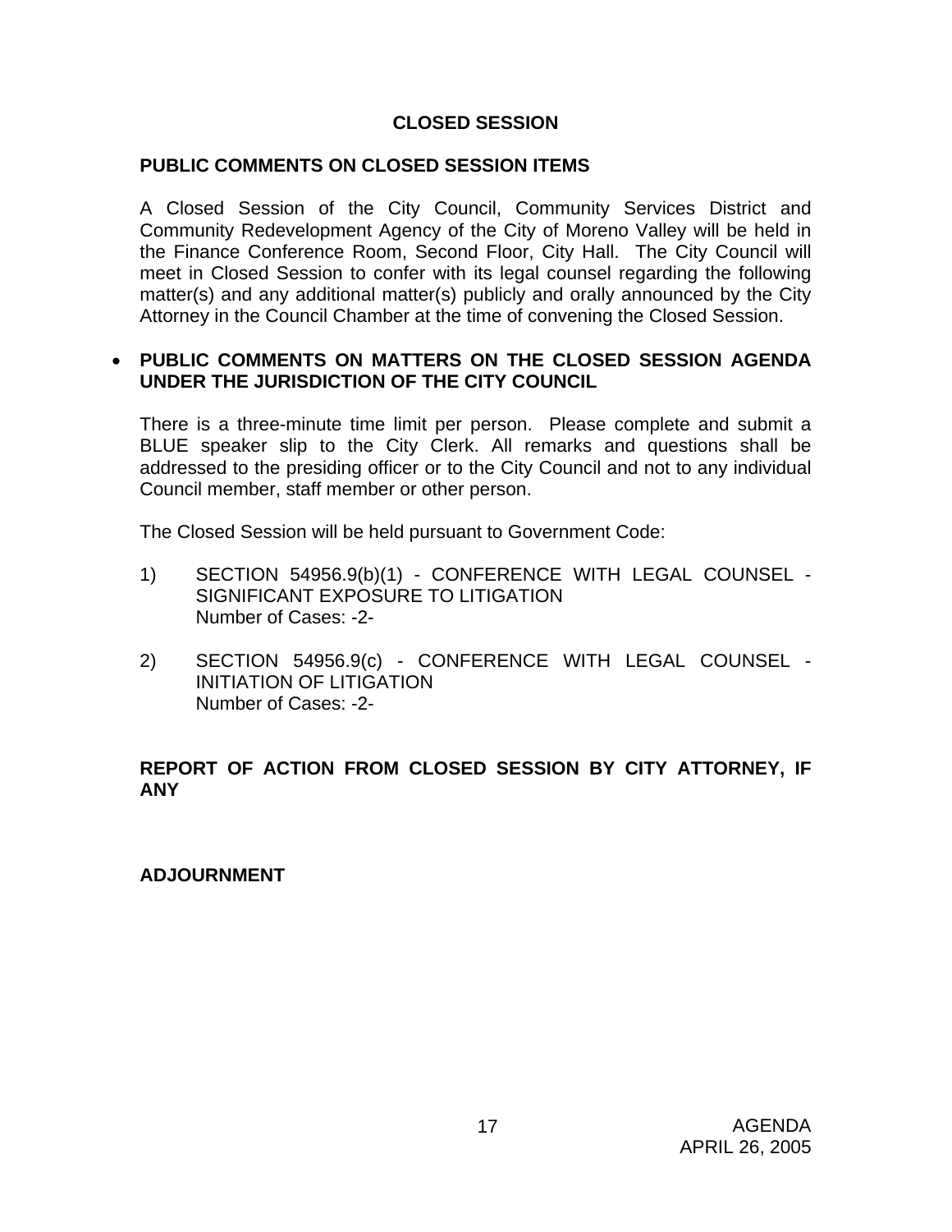## CLOSED SESSION

**PUBLIC COMMENTS ON CLOSED SESSION ITEMS**

A Closed Session of the City Council, Community Services District and Community Redevelopment Agency of the City of Moreno Valley will be held in the Finance Conference Room, Second Floor, City Hall. The City Council will meet in Closed Session to confer with its legal counsel regarding the following matter(s) and any additional matter(s) publicly and orally announced by the City Attorney in the Council Chamber at the time of convening the Closed Session.

- **PUBLIC COMMENTS ON MATTERS ON THE CLOSED SESSION AGENDA UNDER THE JURISDICTION OF THE CITY COUNCIL**

There is a three-minute time limit per person. Please complete and submit a BLUE speaker slip to the City Clerk. All remarks and questions shall be addressed to the presiding officer or to the City Council and not to any individual Council member, staff member or other person.

The Closed Session will be held pursuant to Government Code:

1) SECTION 54956.9(b)(1) - CONFERENCE WITH LEGAL COUNSEL - SIGNIFICANT EXPOSURE TO LITIGATION
Number of Cases: -2-

2) SECTION 54956.9(c) - CONFERENCE WITH LEGAL COUNSEL - INITIATION OF LITIGATION
Number of Cases: -2-

**REPORT OF ACTION FROM CLOSED SESSION BY CITY ATTORNEY, IF ANY**

**ADJOURNMENT**